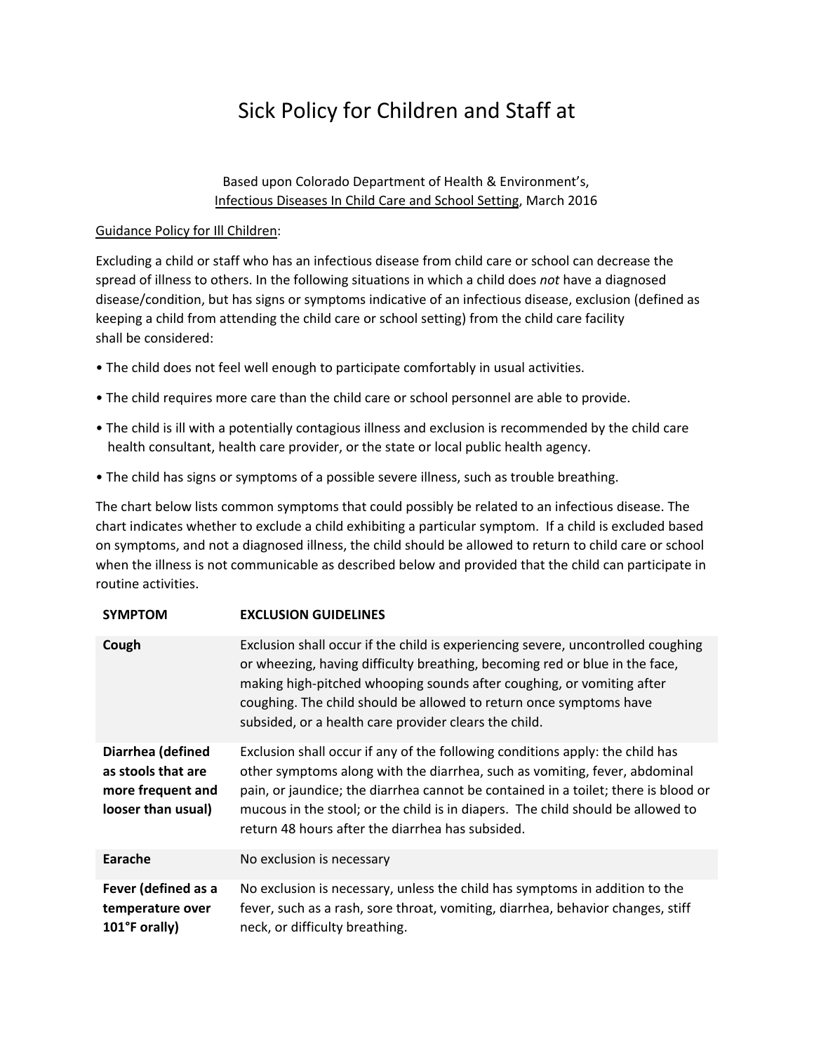# Sick Policy for Children and Staff at

Based upon Colorado Department of Health & Environment's, Infectious Diseases In Child Care and School Setting, March 2016

Guidance Policy for Ill Children:

Excluding a child or staff who has an infectious disease from child care or school can decrease the spread of illness to others. In the following situations in which a child does *not* have a diagnosed disease/condition, but has signs or symptoms indicative of an infectious disease, exclusion (defined as keeping a child from attending the child care or school setting) from the child care facility shall be considered:

- The child does not feel well enough to participate comfortably in usual activities.
- The child requires more care than the child care or school personnel are able to provide.
- The child is ill with a potentially contagious illness and exclusion is recommended by the child care health consultant, health care provider, or the state or local public health agency.
- The child has signs or symptoms of a possible severe illness, such as trouble breathing.

The chart below lists common symptoms that could possibly be related to an infectious disease. The chart indicates whether to exclude a child exhibiting a particular symptom. If a child is excluded based on symptoms, and not a diagnosed illness, the child should be allowed to return to child care or school when the illness is not communicable as described below and provided that the child can participate in routine activities.

| SYMPTOM | EXCLUSION GUIDELINES |
|---|---|
| **Cough** | Exclusion shall occur if the child is experiencing severe, uncontrolled coughing or wheezing, having difficulty breathing, becoming red or blue in the face, making high-pitched whooping sounds after coughing, or vomiting after coughing. The child should be allowed to return once symptoms have subsided, or a health care provider clears the child. |
| **Diarrhea (defined as stools that are more frequent and looser than usual)** | Exclusion shall occur if any of the following conditions apply: the child has other symptoms along with the diarrhea, such as vomiting, fever, abdominal pain, or jaundice; the diarrhea cannot be contained in a toilet; there is blood or mucous in the stool; or the child is in diapers. The child should be allowed to return 48 hours after the diarrhea has subsided. |
| **Earache** | No exclusion is necessary |
| **Fever (defined as a temperature over 101°F orally)** | No exclusion is necessary, unless the child has symptoms in addition to the fever, such as a rash, sore throat, vomiting, diarrhea, behavior changes, stiff neck, or difficulty breathing. |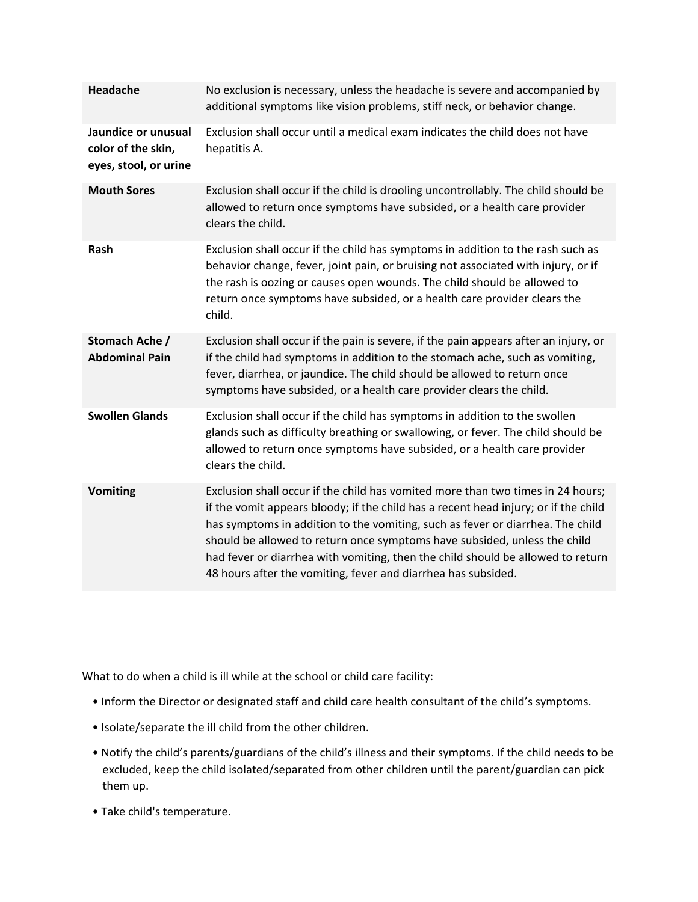| Symptom | Exclusion Guidance |
| --- | --- |
| **Headache** | No exclusion is necessary, unless the headache is severe and accompanied by additional symptoms like vision problems, stiff neck, or behavior change. |
| **Jaundice or unusual color of the skin, eyes, stool, or urine** | Exclusion shall occur until a medical exam indicates the child does not have hepatitis A. |
| **Mouth Sores** | Exclusion shall occur if the child is drooling uncontrollably. The child should be allowed to return once symptoms have subsided, or a health care provider clears the child. |
| **Rash** | Exclusion shall occur if the child has symptoms in addition to the rash such as behavior change, fever, joint pain, or bruising not associated with injury, or if the rash is oozing or causes open wounds. The child should be allowed to return once symptoms have subsided, or a health care provider clears the child. |
| **Stomach Ache / Abdominal Pain** | Exclusion shall occur if the pain is severe, if the pain appears after an injury, or if the child had symptoms in addition to the stomach ache, such as vomiting, fever, diarrhea, or jaundice. The child should be allowed to return once symptoms have subsided, or a health care provider clears the child. |
| **Swollen Glands** | Exclusion shall occur if the child has symptoms in addition to the swollen glands such as difficulty breathing or swallowing, or fever. The child should be allowed to return once symptoms have subsided, or a health care provider clears the child. |
| **Vomiting** | Exclusion shall occur if the child has vomited more than two times in 24 hours; if the vomit appears bloody; if the child has a recent head injury; or if the child has symptoms in addition to the vomiting, such as fever or diarrhea. The child should be allowed to return once symptoms have subsided, unless the child had fever or diarrhea with vomiting, then the child should be allowed to return 48 hours after the vomiting, fever and diarrhea has subsided. |

What to do when a child is ill while at the school or child care facility:

- Inform the Director or designated staff and child care health consultant of the child's symptoms.
- Isolate/separate the ill child from the other children.
- Notify the child's parents/guardians of the child's illness and their symptoms. If the child needs to be excluded, keep the child isolated/separated from other children until the parent/guardian can pick them up.
- Take child's temperature.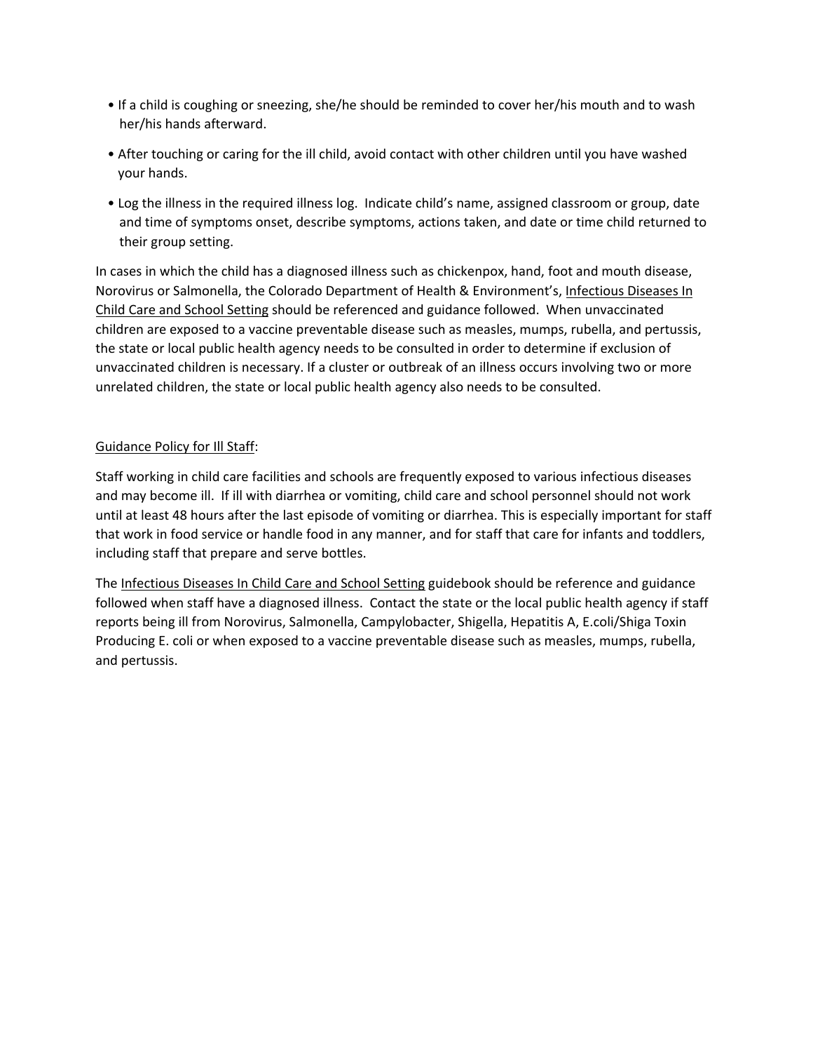- If a child is coughing or sneezing, she/he should be reminded to cover her/his mouth and to wash her/his hands afterward.
- After touching or caring for the ill child, avoid contact with other children until you have washed your hands.
- Log the illness in the required illness log. Indicate child's name, assigned classroom or group, date and time of symptoms onset, describe symptoms, actions taken, and date or time child returned to their group setting.

In cases in which the child has a diagnosed illness such as chickenpox, hand, foot and mouth disease, Norovirus or Salmonella, the Colorado Department of Health & Environment's, Infectious Diseases In Child Care and School Setting should be referenced and guidance followed. When unvaccinated children are exposed to a vaccine preventable disease such as measles, mumps, rubella, and pertussis, the state or local public health agency needs to be consulted in order to determine if exclusion of unvaccinated children is necessary. If a cluster or outbreak of an illness occurs involving two or more unrelated children, the state or local public health agency also needs to be consulted.

Guidance Policy for Ill Staff:

Staff working in child care facilities and schools are frequently exposed to various infectious diseases and may become ill. If ill with diarrhea or vomiting, child care and school personnel should not work until at least 48 hours after the last episode of vomiting or diarrhea. This is especially important for staff that work in food service or handle food in any manner, and for staff that care for infants and toddlers, including staff that prepare and serve bottles.

The Infectious Diseases In Child Care and School Setting guidebook should be reference and guidance followed when staff have a diagnosed illness. Contact the state or the local public health agency if staff reports being ill from Norovirus, Salmonella, Campylobacter, Shigella, Hepatitis A, E.coli/Shiga Toxin Producing E. coli or when exposed to a vaccine preventable disease such as measles, mumps, rubella, and pertussis.